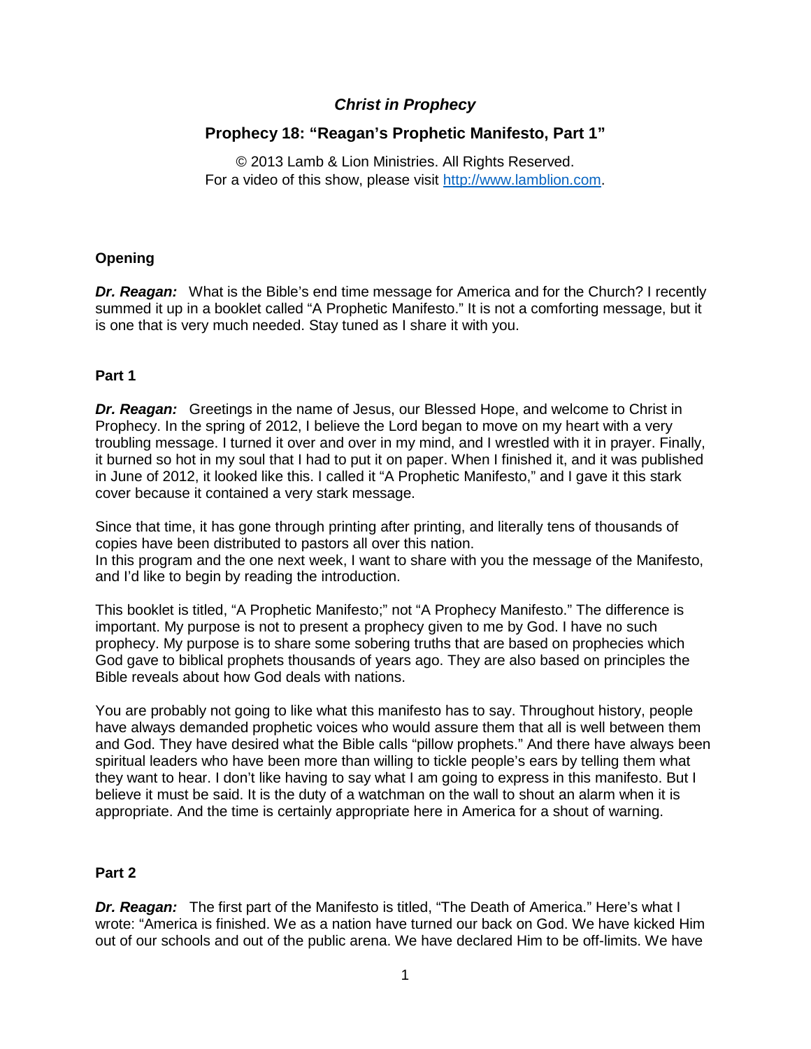# *Christ in Prophecy*

## Prophecy 18: "Reagan's Prophetic Manifesto, Part 1"

© 2013 Lamb & Lion Ministries. All Rights Reserved.
For a video of this show, please visit http://www.lamblion.com.

### Opening

***Dr. Reagan:*** What is the Bible's end time message for America and for the Church? I recently summed it up in a booklet called "A Prophetic Manifesto." It is not a comforting message, but it is one that is very much needed. Stay tuned as I share it with you.

### Part 1

***Dr. Reagan:*** Greetings in the name of Jesus, our Blessed Hope, and welcome to Christ in Prophecy. In the spring of 2012, I believe the Lord began to move on my heart with a very troubling message. I turned it over and over in my mind, and I wrestled with it in prayer. Finally, it burned so hot in my soul that I had to put it on paper. When I finished it, and it was published in June of 2012, it looked like this. I called it "A Prophetic Manifesto," and I gave it this stark cover because it contained a very stark message.

Since that time, it has gone through printing after printing, and literally tens of thousands of copies have been distributed to pastors all over this nation.
In this program and the one next week, I want to share with you the message of the Manifesto, and I'd like to begin by reading the introduction.

This booklet is titled, "A Prophetic Manifesto;" not "A Prophecy Manifesto." The difference is important. My purpose is not to present a prophecy given to me by God. I have no such prophecy. My purpose is to share some sobering truths that are based on prophecies which God gave to biblical prophets thousands of years ago. They are also based on principles the Bible reveals about how God deals with nations.

You are probably not going to like what this manifesto has to say. Throughout history, people have always demanded prophetic voices who would assure them that all is well between them and God. They have desired what the Bible calls "pillow prophets." And there have always been spiritual leaders who have been more than willing to tickle people's ears by telling them what they want to hear. I don't like having to say what I am going to express in this manifesto. But I believe it must be said. It is the duty of a watchman on the wall to shout an alarm when it is appropriate. And the time is certainly appropriate here in America for a shout of warning.

### Part 2

***Dr. Reagan:*** The first part of the Manifesto is titled, "The Death of America." Here's what I wrote: "America is finished. We as a nation have turned our back on God. We have kicked Him out of our schools and out of the public arena. We have declared Him to be off-limits. We have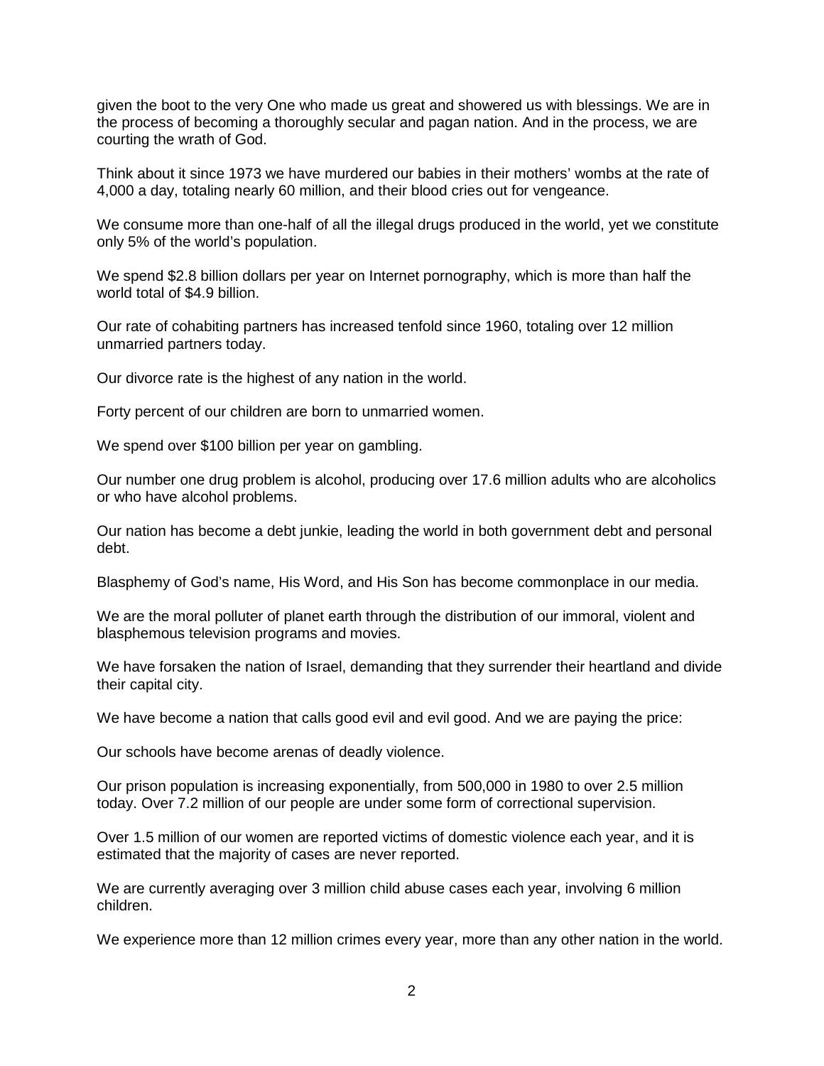given the boot to the very One who made us great and showered us with blessings. We are in the process of becoming a thoroughly secular and pagan nation. And in the process, we are courting the wrath of God.

Think about it since 1973 we have murdered our babies in their mothers' wombs at the rate of 4,000 a day, totaling nearly 60 million, and their blood cries out for vengeance.

We consume more than one-half of all the illegal drugs produced in the world, yet we constitute only 5% of the world's population.

We spend $2.8 billion dollars per year on Internet pornography, which is more than half the world total of $4.9 billion.

Our rate of cohabiting partners has increased tenfold since 1960, totaling over 12 million unmarried partners today.

Our divorce rate is the highest of any nation in the world.

Forty percent of our children are born to unmarried women.

We spend over $100 billion per year on gambling.

Our number one drug problem is alcohol, producing over 17.6 million adults who are alcoholics or who have alcohol problems.

Our nation has become a debt junkie, leading the world in both government debt and personal debt.

Blasphemy of God's name, His Word, and His Son has become commonplace in our media.

We are the moral polluter of planet earth through the distribution of our immoral, violent and blasphemous television programs and movies.

We have forsaken the nation of Israel, demanding that they surrender their heartland and divide their capital city.

We have become a nation that calls good evil and evil good. And we are paying the price:

Our schools have become arenas of deadly violence.

Our prison population is increasing exponentially, from 500,000 in 1980 to over 2.5 million today. Over 7.2 million of our people are under some form of correctional supervision.

Over 1.5 million of our women are reported victims of domestic violence each year, and it is estimated that the majority of cases are never reported.

We are currently averaging over 3 million child abuse cases each year, involving 6 million children.

We experience more than 12 million crimes every year, more than any other nation in the world.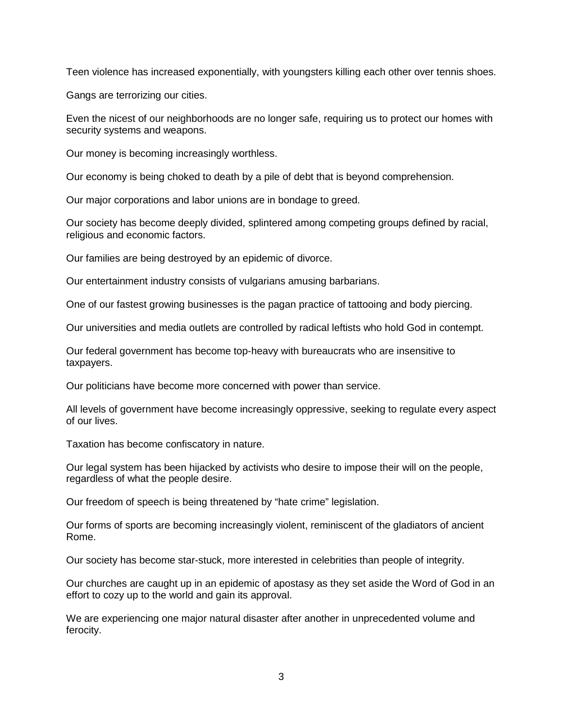Teen violence has increased exponentially, with youngsters killing each other over tennis shoes.

Gangs are terrorizing our cities.

Even the nicest of our neighborhoods are no longer safe, requiring us to protect our homes with security systems and weapons.

Our money is becoming increasingly worthless.

Our economy is being choked to death by a pile of debt that is beyond comprehension.

Our major corporations and labor unions are in bondage to greed.

Our society has become deeply divided, splintered among competing groups defined by racial, religious and economic factors.

Our families are being destroyed by an epidemic of divorce.

Our entertainment industry consists of vulgarians amusing barbarians.

One of our fastest growing businesses is the pagan practice of tattooing and body piercing.

Our universities and media outlets are controlled by radical leftists who hold God in contempt.

Our federal government has become top-heavy with bureaucrats who are insensitive to taxpayers.

Our politicians have become more concerned with power than service.

All levels of government have become increasingly oppressive, seeking to regulate every aspect of our lives.

Taxation has become confiscatory in nature.

Our legal system has been hijacked by activists who desire to impose their will on the people, regardless of what the people desire.

Our freedom of speech is being threatened by "hate crime" legislation.

Our forms of sports are becoming increasingly violent, reminiscent of the gladiators of ancient Rome.

Our society has become star-stuck, more interested in celebrities than people of integrity.

Our churches are caught up in an epidemic of apostasy as they set aside the Word of God in an effort to cozy up to the world and gain its approval.

We are experiencing one major natural disaster after another in unprecedented volume and ferocity.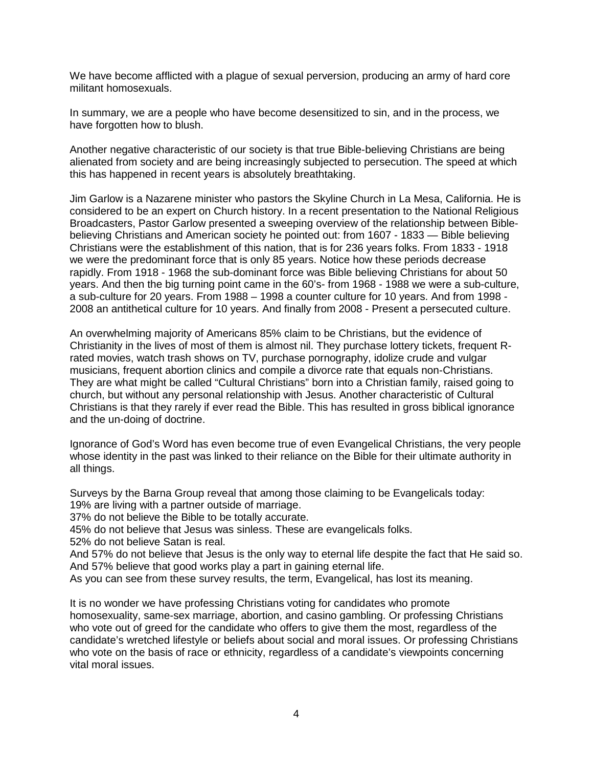We have become afflicted with a plague of sexual perversion, producing an army of hard core militant homosexuals.

In summary, we are a people who have become desensitized to sin, and in the process, we have forgotten how to blush.

Another negative characteristic of our society is that true Bible-believing Christians are being alienated from society and are being increasingly subjected to persecution. The speed at which this has happened in recent years is absolutely breathtaking.

Jim Garlow is a Nazarene minister who pastors the Skyline Church in La Mesa, California. He is considered to be an expert on Church history. In a recent presentation to the National Religious Broadcasters, Pastor Garlow presented a sweeping overview of the relationship between Bible-believing Christians and American society he pointed out: from 1607 - 1833 — Bible believing Christians were the establishment of this nation, that is for 236 years folks. From 1833 - 1918 we were the predominant force that is only 85 years. Notice how these periods decrease rapidly. From 1918 - 1968 the sub-dominant force was Bible believing Christians for about 50 years. And then the big turning point came in the 60's- from 1968 - 1988 we were a sub-culture, a sub-culture for 20 years. From 1988 – 1998 a counter culture for 10 years. And from 1998 - 2008 an antithetical culture for 10 years. And finally from 2008 - Present a persecuted culture.

An overwhelming majority of Americans 85% claim to be Christians, but the evidence of Christianity in the lives of most of them is almost nil. They purchase lottery tickets, frequent R-rated movies, watch trash shows on TV, purchase pornography, idolize crude and vulgar musicians, frequent abortion clinics and compile a divorce rate that equals non-Christians. They are what might be called "Cultural Christians" born into a Christian family, raised going to church, but without any personal relationship with Jesus. Another characteristic of Cultural Christians is that they rarely if ever read the Bible. This has resulted in gross biblical ignorance and the un-doing of doctrine.

Ignorance of God's Word has even become true of even Evangelical Christians, the very people whose identity in the past was linked to their reliance on the Bible for their ultimate authority in all things.

Surveys by the Barna Group reveal that among those claiming to be Evangelicals today:
19% are living with a partner outside of marriage.
37% do not believe the Bible to be totally accurate.
45% do not believe that Jesus was sinless. These are evangelicals folks.
52% do not believe Satan is real.
And 57% do not believe that Jesus is the only way to eternal life despite the fact that He said so.
And 57% believe that good works play a part in gaining eternal life.
As you can see from these survey results, the term, Evangelical, has lost its meaning.

It is no wonder we have professing Christians voting for candidates who promote homosexuality, same-sex marriage, abortion, and casino gambling. Or professing Christians who vote out of greed for the candidate who offers to give them the most, regardless of the candidate's wretched lifestyle or beliefs about social and moral issues. Or professing Christians who vote on the basis of race or ethnicity, regardless of a candidate's viewpoints concerning vital moral issues.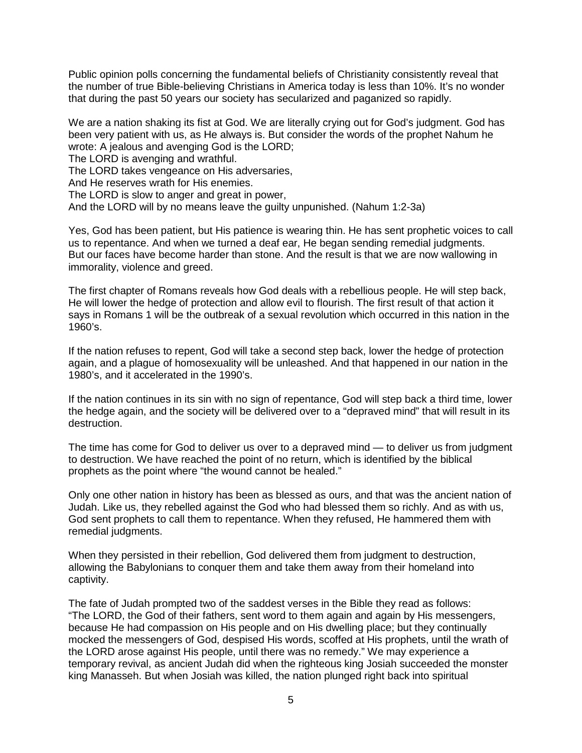Public opinion polls concerning the fundamental beliefs of Christianity consistently reveal that the number of true Bible-believing Christians in America today is less than 10%. It's no wonder that during the past 50 years our society has secularized and paganized so rapidly.

We are a nation shaking its fist at God. We are literally crying out for God's judgment. God has been very patient with us, as He always is. But consider the words of the prophet Nahum he wrote: A jealous and avenging God is the LORD;
The LORD is avenging and wrathful.
The LORD takes vengeance on His adversaries,
And He reserves wrath for His enemies.
The LORD is slow to anger and great in power,
And the LORD will by no means leave the guilty unpunished. (Nahum 1:2-3a)

Yes, God has been patient, but His patience is wearing thin. He has sent prophetic voices to call us to repentance. And when we turned a deaf ear, He began sending remedial judgments. But our faces have become harder than stone. And the result is that we are now wallowing in immorality, violence and greed.

The first chapter of Romans reveals how God deals with a rebellious people. He will step back, He will lower the hedge of protection and allow evil to flourish. The first result of that action it says in Romans 1 will be the outbreak of a sexual revolution which occurred in this nation in the 1960's.

If the nation refuses to repent, God will take a second step back, lower the hedge of protection again, and a plague of homosexuality will be unleashed. And that happened in our nation in the 1980's, and it accelerated in the 1990's.

If the nation continues in its sin with no sign of repentance, God will step back a third time, lower the hedge again, and the society will be delivered over to a "depraved mind" that will result in its destruction.

The time has come for God to deliver us over to a depraved mind — to deliver us from judgment to destruction. We have reached the point of no return, which is identified by the biblical prophets as the point where "the wound cannot be healed."

Only one other nation in history has been as blessed as ours, and that was the ancient nation of Judah. Like us, they rebelled against the God who had blessed them so richly. And as with us, God sent prophets to call them to repentance. When they refused, He hammered them with remedial judgments.

When they persisted in their rebellion, God delivered them from judgment to destruction, allowing the Babylonians to conquer them and take them away from their homeland into captivity.

The fate of Judah prompted two of the saddest verses in the Bible they read as follows: "The LORD, the God of their fathers, sent word to them again and again by His messengers, because He had compassion on His people and on His dwelling place; but they continually mocked the messengers of God, despised His words, scoffed at His prophets, until the wrath of the LORD arose against His people, until there was no remedy." We may experience a temporary revival, as ancient Judah did when the righteous king Josiah succeeded the monster king Manasseh. But when Josiah was killed, the nation plunged right back into spiritual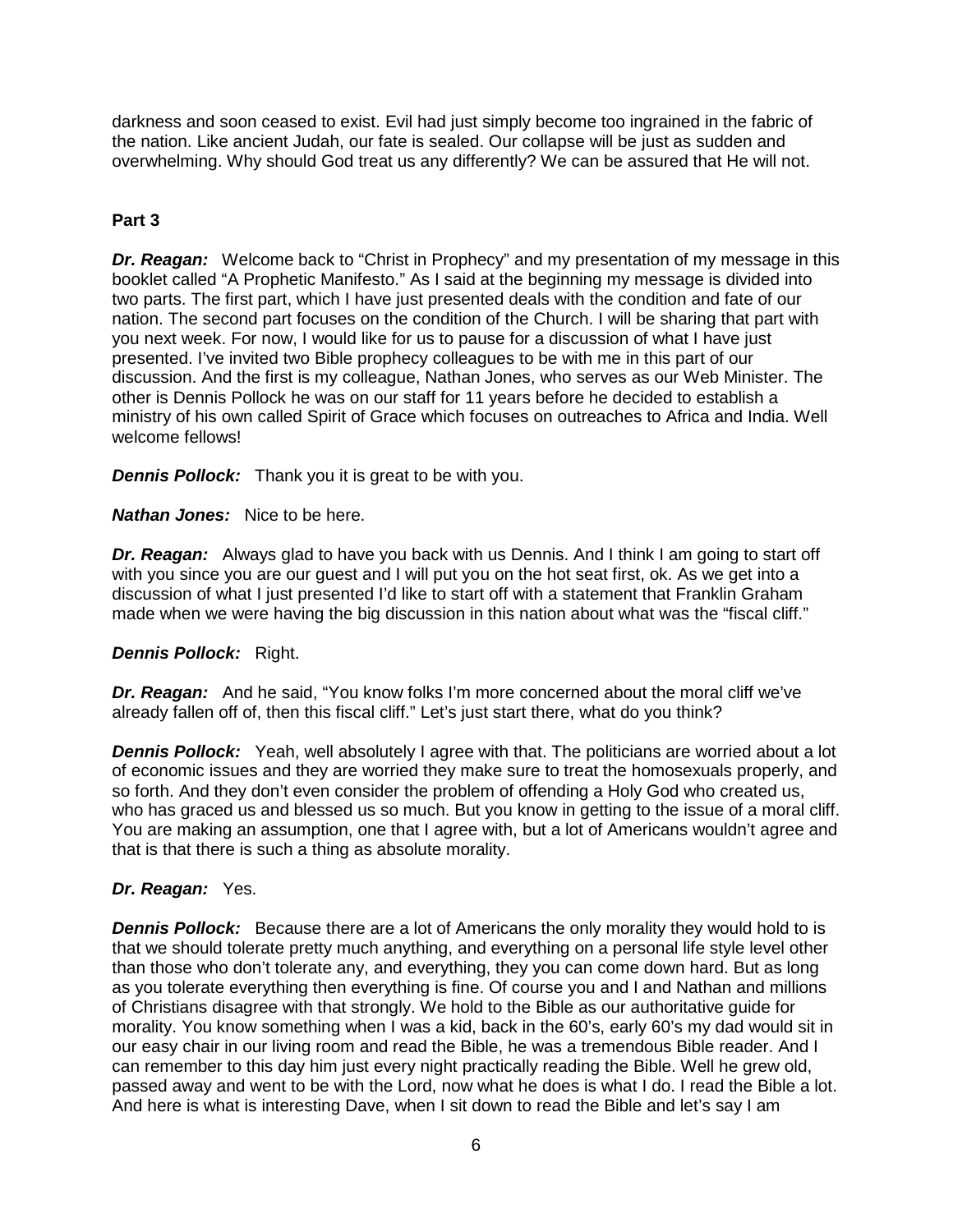darkness and soon ceased to exist. Evil had just simply become too ingrained in the fabric of the nation. Like ancient Judah, our fate is sealed. Our collapse will be just as sudden and overwhelming. Why should God treat us any differently? We can be assured that He will not.

**Part 3**

***Dr. Reagan:*** Welcome back to "Christ in Prophecy" and my presentation of my message in this booklet called "A Prophetic Manifesto." As I said at the beginning my message is divided into two parts. The first part, which I have just presented deals with the condition and fate of our nation. The second part focuses on the condition of the Church. I will be sharing that part with you next week. For now, I would like for us to pause for a discussion of what I have just presented. I've invited two Bible prophecy colleagues to be with me in this part of our discussion. And the first is my colleague, Nathan Jones, who serves as our Web Minister. The other is Dennis Pollock he was on our staff for 11 years before he decided to establish a ministry of his own called Spirit of Grace which focuses on outreaches to Africa and India. Well welcome fellows!

***Dennis Pollock:*** Thank you it is great to be with you.

***Nathan Jones:*** Nice to be here.

***Dr. Reagan:*** Always glad to have you back with us Dennis. And I think I am going to start off with you since you are our guest and I will put you on the hot seat first, ok. As we get into a discussion of what I just presented I'd like to start off with a statement that Franklin Graham made when we were having the big discussion in this nation about what was the "fiscal cliff."

***Dennis Pollock:*** Right.

***Dr. Reagan:*** And he said, "You know folks I'm more concerned about the moral cliff we've already fallen off of, then this fiscal cliff." Let's just start there, what do you think?

***Dennis Pollock:*** Yeah, well absolutely I agree with that. The politicians are worried about a lot of economic issues and they are worried they make sure to treat the homosexuals properly, and so forth. And they don't even consider the problem of offending a Holy God who created us, who has graced us and blessed us so much. But you know in getting to the issue of a moral cliff. You are making an assumption, one that I agree with, but a lot of Americans wouldn't agree and that is that there is such a thing as absolute morality.

***Dr. Reagan:*** Yes.

***Dennis Pollock:*** Because there are a lot of Americans the only morality they would hold to is that we should tolerate pretty much anything, and everything on a personal life style level other than those who don't tolerate any, and everything, they you can come down hard. But as long as you tolerate everything then everything is fine. Of course you and I and Nathan and millions of Christians disagree with that strongly. We hold to the Bible as our authoritative guide for morality. You know something when I was a kid, back in the 60's, early 60's my dad would sit in our easy chair in our living room and read the Bible, he was a tremendous Bible reader. And I can remember to this day him just every night practically reading the Bible. Well he grew old, passed away and went to be with the Lord, now what he does is what I do. I read the Bible a lot. And here is what is interesting Dave, when I sit down to read the Bible and let's say I am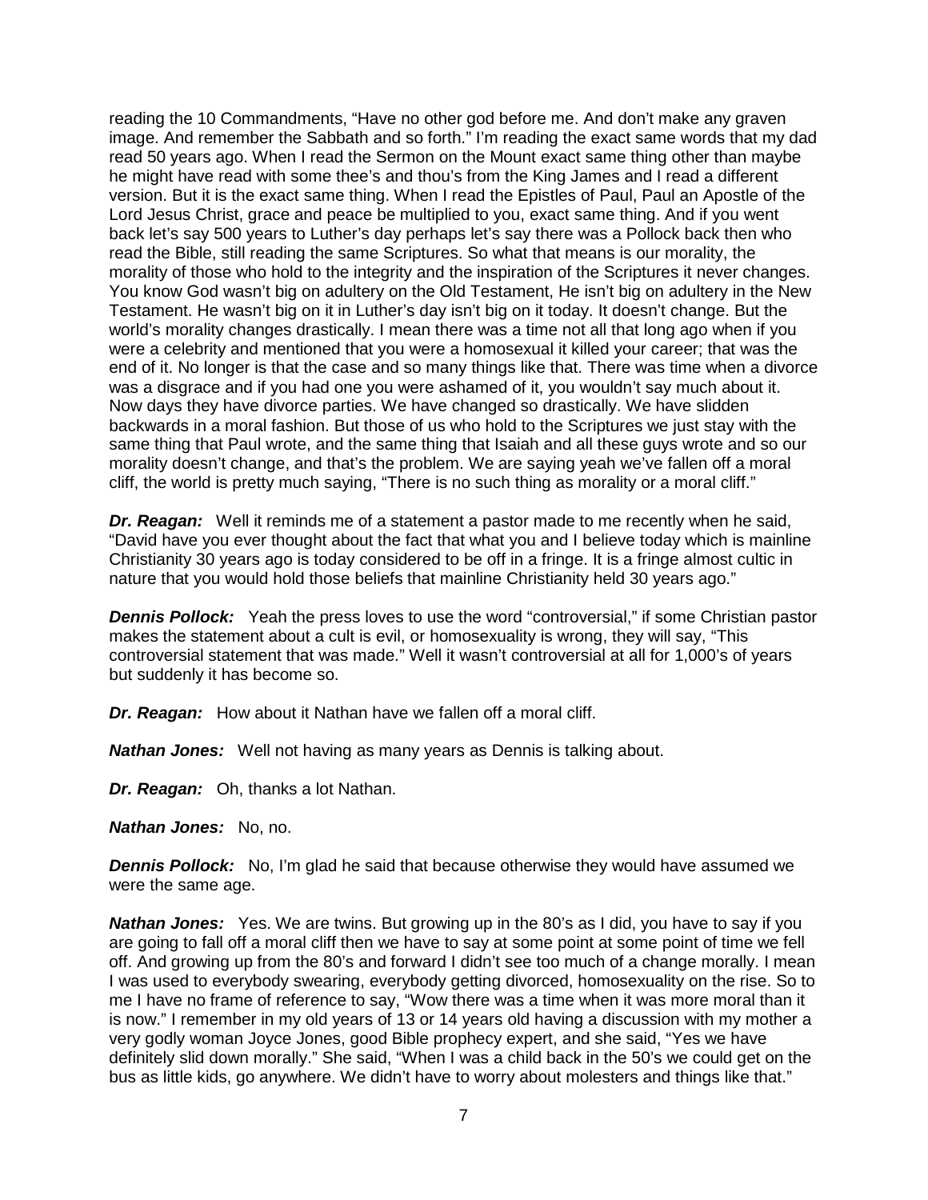reading the 10 Commandments, "Have no other god before me. And don't make any graven image. And remember the Sabbath and so forth." I'm reading the exact same words that my dad read 50 years ago. When I read the Sermon on the Mount exact same thing other than maybe he might have read with some thee's and thou's from the King James and I read a different version. But it is the exact same thing. When I read the Epistles of Paul, Paul an Apostle of the Lord Jesus Christ, grace and peace be multiplied to you, exact same thing. And if you went back let's say 500 years to Luther's day perhaps let's say there was a Pollock back then who read the Bible, still reading the same Scriptures. So what that means is our morality, the morality of those who hold to the integrity and the inspiration of the Scriptures it never changes. You know God wasn't big on adultery on the Old Testament, He isn't big on adultery in the New Testament. He wasn't big on it in Luther's day isn't big on it today. It doesn't change. But the world's morality changes drastically. I mean there was a time not all that long ago when if you were a celebrity and mentioned that you were a homosexual it killed your career; that was the end of it. No longer is that the case and so many things like that. There was time when a divorce was a disgrace and if you had one you were ashamed of it, you wouldn't say much about it. Now days they have divorce parties. We have changed so drastically. We have slidden backwards in a moral fashion. But those of us who hold to the Scriptures we just stay with the same thing that Paul wrote, and the same thing that Isaiah and all these guys wrote and so our morality doesn't change, and that's the problem. We are saying yeah we've fallen off a moral cliff, the world is pretty much saying, "There is no such thing as morality or a moral cliff."

***Dr. Reagan:*** Well it reminds me of a statement a pastor made to me recently when he said, "David have you ever thought about the fact that what you and I believe today which is mainline Christianity 30 years ago is today considered to be off in a fringe. It is a fringe almost cultic in nature that you would hold those beliefs that mainline Christianity held 30 years ago."

***Dennis Pollock:*** Yeah the press loves to use the word "controversial," if some Christian pastor makes the statement about a cult is evil, or homosexuality is wrong, they will say, "This controversial statement that was made." Well it wasn't controversial at all for 1,000's of years but suddenly it has become so.

***Dr. Reagan:*** How about it Nathan have we fallen off a moral cliff.

***Nathan Jones:*** Well not having as many years as Dennis is talking about.

***Dr. Reagan:*** Oh, thanks a lot Nathan.

***Nathan Jones:*** No, no.

***Dennis Pollock:*** No, I'm glad he said that because otherwise they would have assumed we were the same age.

***Nathan Jones:*** Yes. We are twins. But growing up in the 80's as I did, you have to say if you are going to fall off a moral cliff then we have to say at some point at some point of time we fell off. And growing up from the 80's and forward I didn't see too much of a change morally. I mean I was used to everybody swearing, everybody getting divorced, homosexuality on the rise. So to me I have no frame of reference to say, "Wow there was a time when it was more moral than it is now." I remember in my old years of 13 or 14 years old having a discussion with my mother a very godly woman Joyce Jones, good Bible prophecy expert, and she said, "Yes we have definitely slid down morally." She said, "When I was a child back in the 50's we could get on the bus as little kids, go anywhere. We didn't have to worry about molesters and things like that."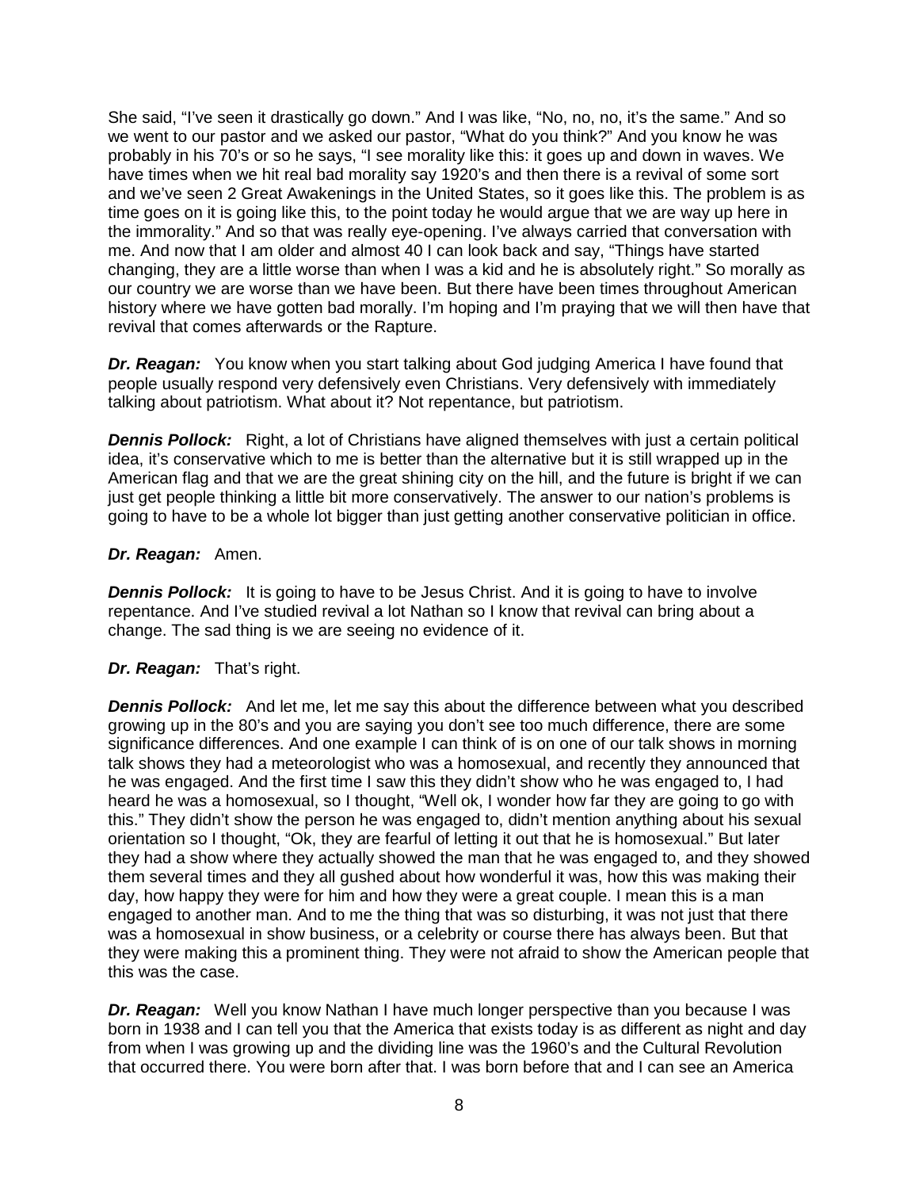She said, "I've seen it drastically go down." And I was like, "No, no, no, it's the same." And so we went to our pastor and we asked our pastor, "What do you think?" And you know he was probably in his 70's or so he says, "I see morality like this: it goes up and down in waves. We have times when we hit real bad morality say 1920's and then there is a revival of some sort and we've seen 2 Great Awakenings in the United States, so it goes like this. The problem is as time goes on it is going like this, to the point today he would argue that we are way up here in the immorality." And so that was really eye-opening. I've always carried that conversation with me. And now that I am older and almost 40 I can look back and say, "Things have started changing, they are a little worse than when I was a kid and he is absolutely right." So morally as our country we are worse than we have been. But there have been times throughout American history where we have gotten bad morally. I'm hoping and I'm praying that we will then have that revival that comes afterwards or the Rapture.

***Dr. Reagan:*** You know when you start talking about God judging America I have found that people usually respond very defensively even Christians. Very defensively with immediately talking about patriotism. What about it? Not repentance, but patriotism.

***Dennis Pollock:*** Right, a lot of Christians have aligned themselves with just a certain political idea, it's conservative which to me is better than the alternative but it is still wrapped up in the American flag and that we are the great shining city on the hill, and the future is bright if we can just get people thinking a little bit more conservatively. The answer to our nation's problems is going to have to be a whole lot bigger than just getting another conservative politician in office.

***Dr. Reagan:*** Amen.

***Dennis Pollock:*** It is going to have to be Jesus Christ. And it is going to have to involve repentance. And I've studied revival a lot Nathan so I know that revival can bring about a change. The sad thing is we are seeing no evidence of it.

***Dr. Reagan:*** That's right.

***Dennis Pollock:*** And let me, let me say this about the difference between what you described growing up in the 80's and you are saying you don't see too much difference, there are some significance differences. And one example I can think of is on one of our talk shows in morning talk shows they had a meteorologist who was a homosexual, and recently they announced that he was engaged. And the first time I saw this they didn't show who he was engaged to, I had heard he was a homosexual, so I thought, "Well ok, I wonder how far they are going to go with this." They didn't show the person he was engaged to, didn't mention anything about his sexual orientation so I thought, "Ok, they are fearful of letting it out that he is homosexual." But later they had a show where they actually showed the man that he was engaged to, and they showed them several times and they all gushed about how wonderful it was, how this was making their day, how happy they were for him and how they were a great couple. I mean this is a man engaged to another man. And to me the thing that was so disturbing, it was not just that there was a homosexual in show business, or a celebrity or course there has always been. But that they were making this a prominent thing. They were not afraid to show the American people that this was the case.

***Dr. Reagan:*** Well you know Nathan I have much longer perspective than you because I was born in 1938 and I can tell you that the America that exists today is as different as night and day from when I was growing up and the dividing line was the 1960's and the Cultural Revolution that occurred there. You were born after that. I was born before that and I can see an America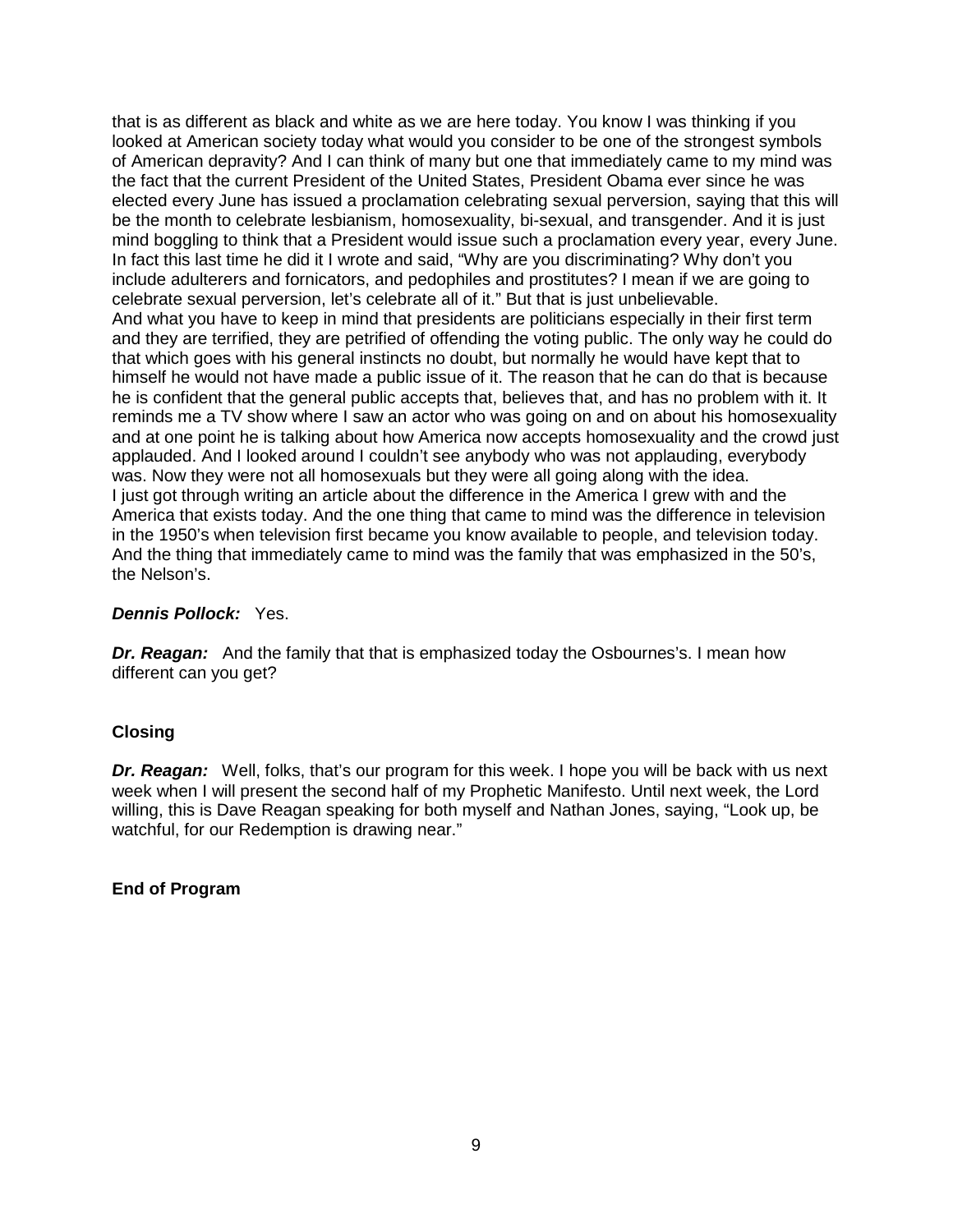that is as different as black and white as we are here today. You know I was thinking if you looked at American society today what would you consider to be one of the strongest symbols of American depravity? And I can think of many but one that immediately came to my mind was the fact that the current President of the United States, President Obama ever since he was elected every June has issued a proclamation celebrating sexual perversion, saying that this will be the month to celebrate lesbianism, homosexuality, bi-sexual, and transgender. And it is just mind boggling to think that a President would issue such a proclamation every year, every June. In fact this last time he did it I wrote and said, "Why are you discriminating? Why don't you include adulterers and fornicators, and pedophiles and prostitutes? I mean if we are going to celebrate sexual perversion, let's celebrate all of it." But that is just unbelievable.
And what you have to keep in mind that presidents are politicians especially in their first term and they are terrified, they are petrified of offending the voting public. The only way he could do that which goes with his general instincts no doubt, but normally he would have kept that to himself he would not have made a public issue of it. The reason that he can do that is because he is confident that the general public accepts that, believes that, and has no problem with it. It reminds me a TV show where I saw an actor who was going on and on about his homosexuality and at one point he is talking about how America now accepts homosexuality and the crowd just applauded. And I looked around I couldn't see anybody who was not applauding, everybody was. Now they were not all homosexuals but they were all going along with the idea.
I just got through writing an article about the difference in the America I grew with and the America that exists today. And the one thing that came to mind was the difference in television in the 1950's when television first became you know available to people, and television today. And the thing that immediately came to mind was the family that was emphasized in the 50's, the Nelson's.

***Dennis Pollock:*** Yes.

***Dr. Reagan:*** And the family that that is emphasized today the Osbournes's. I mean how different can you get?

**Closing**

***Dr. Reagan:*** Well, folks, that's our program for this week. I hope you will be back with us next week when I will present the second half of my Prophetic Manifesto. Until next week, the Lord willing, this is Dave Reagan speaking for both myself and Nathan Jones, saying, "Look up, be watchful, for our Redemption is drawing near."

**End of Program**